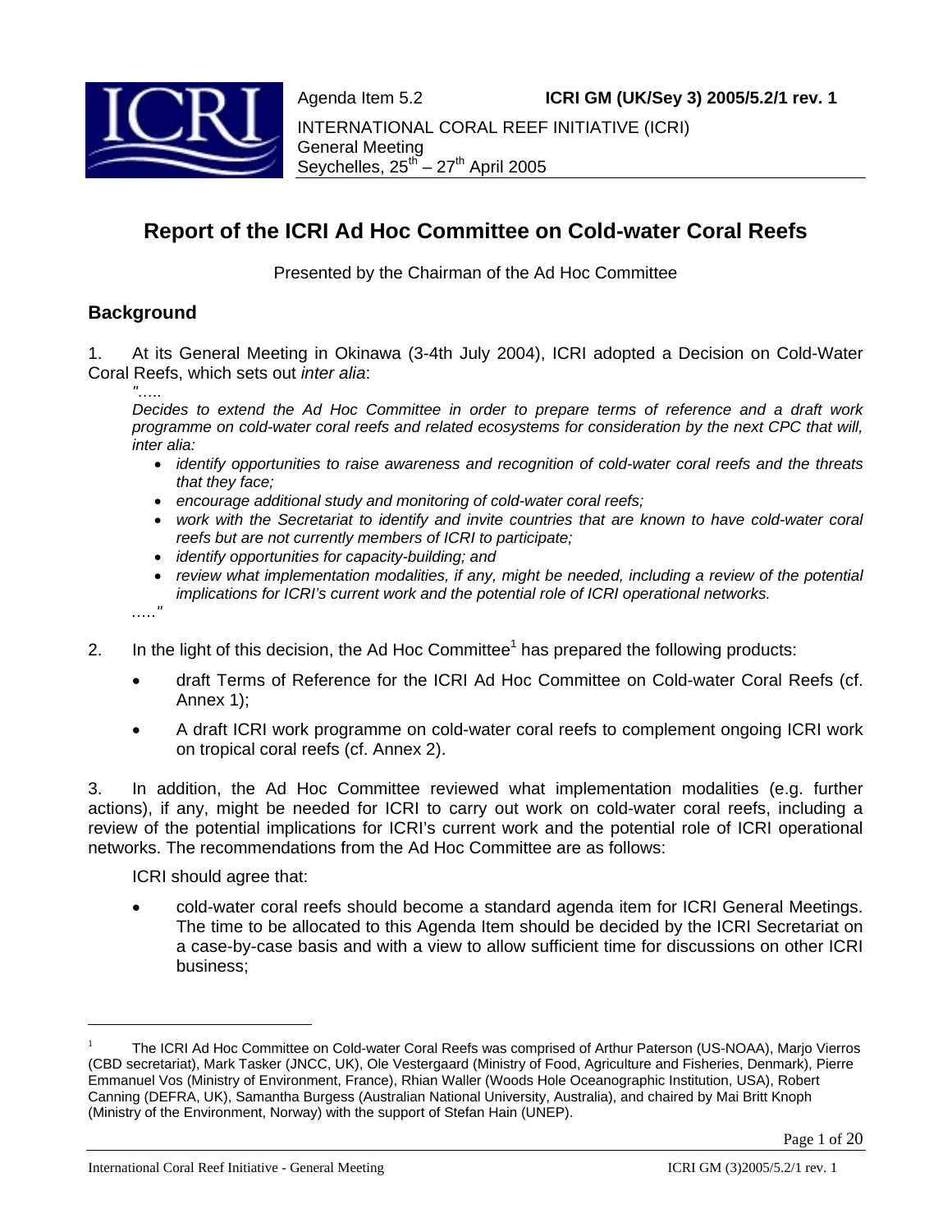Agenda Item 5.2 **ICRI GM (UK/Sey 3) 2005/5.2/1 rev. 1**

INTERNATIONAL CORAL REEF INITIATIVE (ICRI)
General Meeting
Seychelles, 25th – 27th April 2005

# Report of the ICRI Ad Hoc Committee on Cold-water Coral Reefs

Presented by the Chairman of the Ad Hoc Committee

## Background

1. At its General Meeting in Okinawa (3-4th July 2004), ICRI adopted a Decision on Cold-Water Coral Reefs, which sets out *inter alia*:

> *".....*
> *Decides to extend the Ad Hoc Committee in order to prepare terms of reference and a draft work programme on cold-water coral reefs and related ecosystems for consideration by the next CPC that will, inter alia:*
>
> - *identify opportunities to raise awareness and recognition of cold-water coral reefs and the threats that they face;*
> - *encourage additional study and monitoring of cold-water coral reefs;*
> - *work with the Secretariat to identify and invite countries that are known to have cold-water coral reefs but are not currently members of ICRI to participate;*
> - *identify opportunities for capacity-building; and*
> - *review what implementation modalities, if any, might be needed, including a review of the potential implications for ICRI's current work and the potential role of ICRI operational networks.*
>
> *....."*

2. In the light of this decision, the Ad Hoc Committee[1] has prepared the following products:

- draft Terms of Reference for the ICRI Ad Hoc Committee on Cold-water Coral Reefs (cf. Annex 1);
- A draft ICRI work programme on cold-water coral reefs to complement ongoing ICRI work on tropical coral reefs (cf. Annex 2).

3. In addition, the Ad Hoc Committee reviewed what implementation modalities (e.g. further actions), if any, might be needed for ICRI to carry out work on cold-water coral reefs, including a review of the potential implications for ICRI's current work and the potential role of ICRI operational networks. The recommendations from the Ad Hoc Committee are as follows:

ICRI should agree that:

- cold-water coral reefs should become a standard agenda item for ICRI General Meetings. The time to be allocated to this Agenda Item should be decided by the ICRI Secretariat on a case-by-case basis and with a view to allow sufficient time for discussions on other ICRI business;

---

[1] The ICRI Ad Hoc Committee on Cold-water Coral Reefs was comprised of Arthur Paterson (US-NOAA), Marjo Vierros (CBD secretariat), Mark Tasker (JNCC, UK), Ole Vestergaard (Ministry of Food, Agriculture and Fisheries, Denmark), Pierre Emmanuel Vos (Ministry of Environment, France), Rhian Waller (Woods Hole Oceanographic Institution, USA), Robert Canning (DEFRA, UK), Samantha Burgess (Australian National University, Australia), and chaired by Mai Britt Knoph (Ministry of the Environment, Norway) with the support of Stefan Hain (UNEP).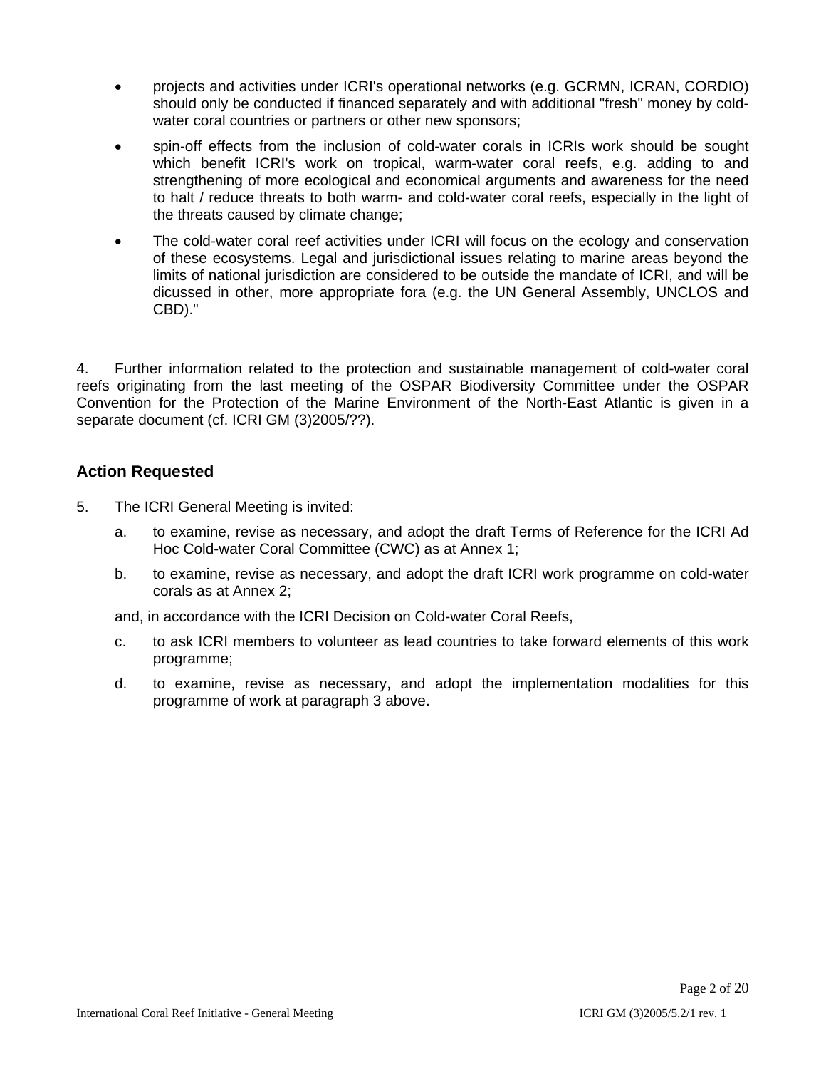- projects and activities under ICRI's operational networks (e.g. GCRMN, ICRAN, CORDIO) should only be conducted if financed separately and with additional "fresh" money by cold-water coral countries or partners or other new sponsors;
- spin-off effects from the inclusion of cold-water corals in ICRIs work should be sought which benefit ICRI's work on tropical, warm-water coral reefs, e.g. adding to and strengthening of more ecological and economical arguments and awareness for the need to halt / reduce threats to both warm- and cold-water coral reefs, especially in the light of the threats caused by climate change;
- The cold-water coral reef activities under ICRI will focus on the ecology and conservation of these ecosystems. Legal and jurisdictional issues relating to marine areas beyond the limits of national jurisdiction are considered to be outside the mandate of ICRI, and will be dicussed in other, more appropriate fora (e.g. the UN General Assembly, UNCLOS and CBD)."

4. Further information related to the protection and sustainable management of cold-water coral reefs originating from the last meeting of the OSPAR Biodiversity Committee under the OSPAR Convention for the Protection of the Marine Environment of the North-East Atlantic is given in a separate document (cf. ICRI GM (3)2005/??).

## Action Requested

5. The ICRI General Meeting is invited:

   a. to examine, revise as necessary, and adopt the draft Terms of Reference for the ICRI Ad Hoc Cold-water Coral Committee (CWC) as at Annex 1;

   b. to examine, revise as necessary, and adopt the draft ICRI work programme on cold-water corals as at Annex 2;

   and, in accordance with the ICRI Decision on Cold-water Coral Reefs,

   c. to ask ICRI members to volunteer as lead countries to take forward elements of this work programme;

   d. to examine, revise as necessary, and adopt the implementation modalities for this programme of work at paragraph 3 above.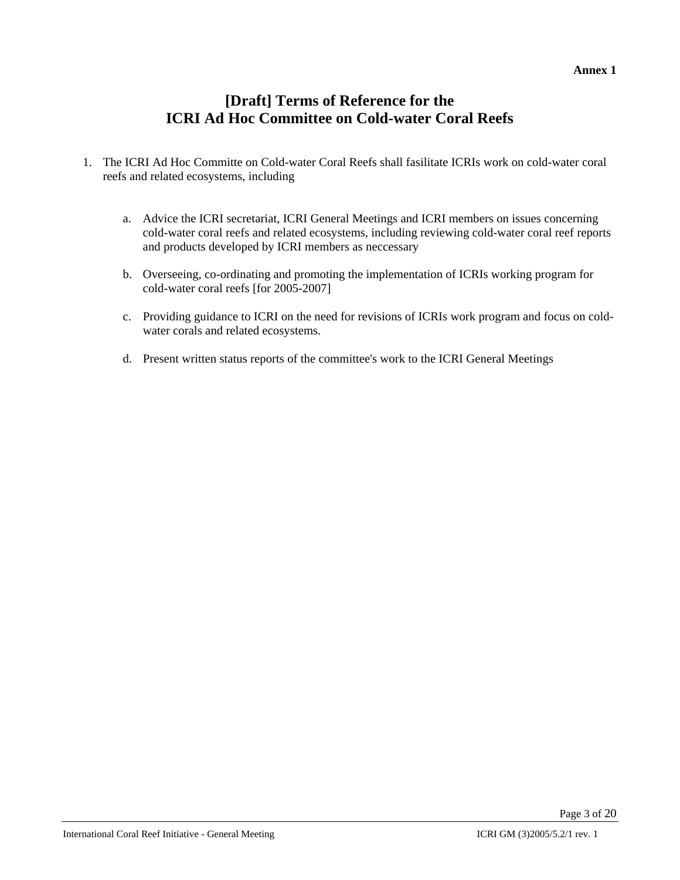**Annex 1**

# [Draft] Terms of Reference for the ICRI Ad Hoc Committee on Cold-water Coral Reefs

1. The ICRI Ad Hoc Committe on Cold-water Coral Reefs shall fasilitate ICRIs work on cold-water coral reefs and related ecosystems, including

   a. Advice the ICRI secretariat, ICRI General Meetings and ICRI members on issues concerning cold-water coral reefs and related ecosystems, including reviewing cold-water coral reef reports and products developed by ICRI members as neccessary

   b. Overseeing, co-ordinating and promoting the implementation of ICRIs working program for cold-water coral reefs [for 2005-2007]

   c. Providing guidance to ICRI on the need for revisions of ICRIs work program and focus on cold-water corals and related ecosystems.

   d. Present written status reports of the committee's work to the ICRI General Meetings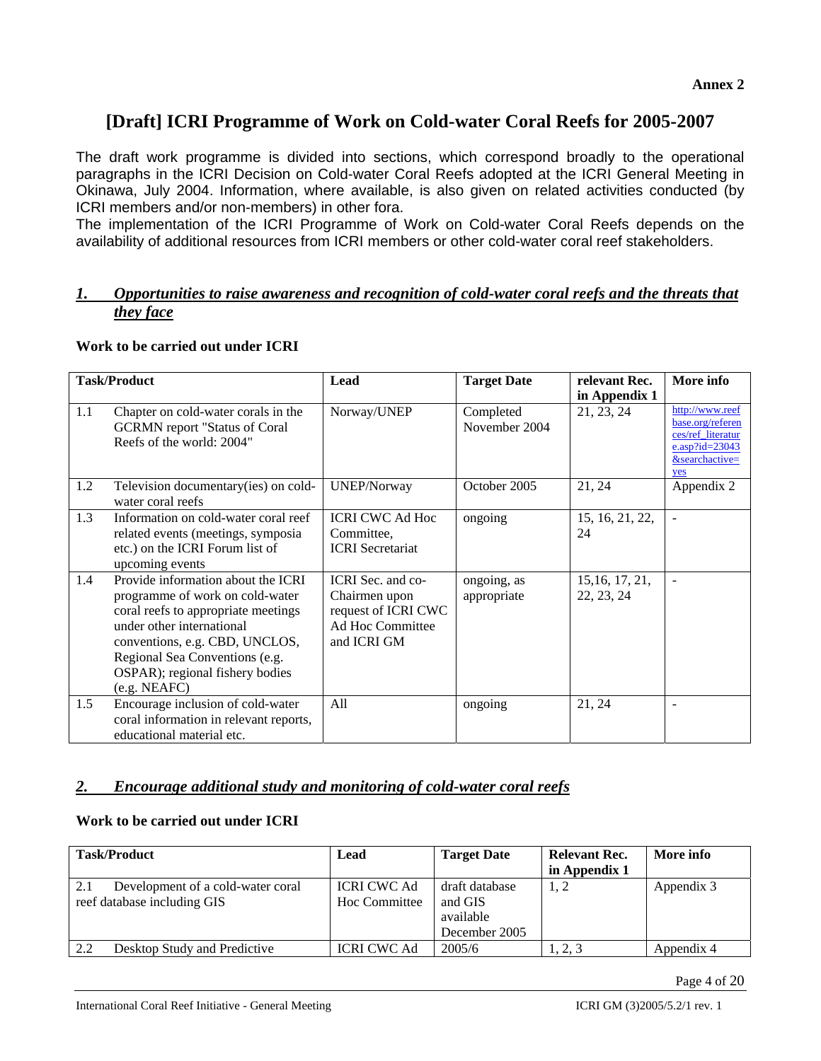**Annex 2**

# [Draft] ICRI Programme of Work on Cold-water Coral Reefs for 2005-2007

The draft work programme is divided into sections, which correspond broadly to the operational paragraphs in the ICRI Decision on Cold-water Coral Reefs adopted at the ICRI General Meeting in Okinawa, July 2004. Information, where available, is also given on related activities conducted (by ICRI members and/or non-members) in other fora.

The implementation of the ICRI Programme of Work on Cold-water Coral Reefs depends on the availability of additional resources from ICRI members or other cold-water coral reef stakeholders.

## *1. Opportunities to raise awareness and recognition of cold-water coral reefs and the threats that they face*

**Work to be carried out under ICRI**

| Task/Product | | Lead | Target Date | relevant Rec. in Appendix 1 | More info |
|---|---|---|---|---|---|
| 1.1 | Chapter on cold-water corals in the GCRMN report "Status of Coral Reefs of the world: 2004" | Norway/UNEP | Completed November 2004 | 21, 23, 24 | http://www.reefbase.org/references/ref_literature.asp?id=23043&searchactive=yes |
| 1.2 | Television documentary(ies) on cold-water coral reefs | UNEP/Norway | October 2005 | 21, 24 | Appendix 2 |
| 1.3 | Information on cold-water coral reef related events (meetings, symposia etc.) on the ICRI Forum list of upcoming events | ICRI CWC Ad Hoc Committee, ICRI Secretariat | ongoing | 15, 16, 21, 22, 24 | - |
| 1.4 | Provide information about the ICRI programme of work on cold-water coral reefs to appropriate meetings under other international conventions, e.g. CBD, UNCLOS, Regional Sea Conventions (e.g. OSPAR); regional fishery bodies (e.g. NEAFC) | ICRI Sec. and co-Chairmen upon request of ICRI CWC Ad Hoc Committee and ICRI GM | ongoing, as appropriate | 15,16, 17, 21, 22, 23, 24 | - |
| 1.5 | Encourage inclusion of cold-water coral information in relevant reports, educational material etc. | All | ongoing | 21, 24 | - |

## *2. Encourage additional study and monitoring of cold-water coral reefs*

**Work to be carried out under ICRI**

| Task/Product | Lead | Target Date | Relevant Rec. in Appendix 1 | More info |
|---|---|---|---|---|
| 2.1 Development of a cold-water coral reef database including GIS | ICRI CWC Ad Hoc Committee | draft database and GIS available December 2005 | 1, 2 | Appendix 3 |
| 2.2 Desktop Study and Predictive | ICRI CWC Ad | 2005/6 | 1, 2, 3 | Appendix 4 |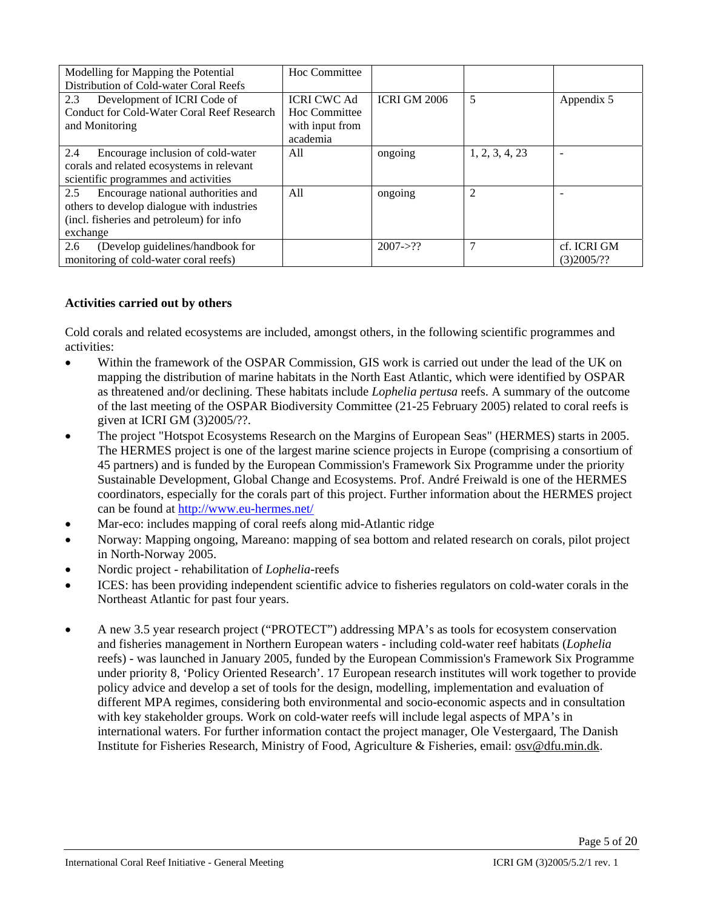| | | | | |
|---|---|---|---|---|
| Modelling for Mapping the Potential Distribution of Cold-water Coral Reefs | Hoc Committee | | | |
| 2.3 Development of ICRI Code of Conduct for Cold-Water Coral Reef Research and Monitoring | ICRI CWC Ad Hoc Committee with input from academia | ICRI GM 2006 | 5 | Appendix 5 |
| 2.4 Encourage inclusion of cold-water corals and related ecosystems in relevant scientific programmes and activities | All | ongoing | 1, 2, 3, 4, 23 | - |
| 2.5 Encourage national authorities and others to develop dialogue with industries (incl. fisheries and petroleum) for info exchange | All | ongoing | 2 | - |
| 2.6 (Develop guidelines/handbook for monitoring of cold-water coral reefs) | | 2007->?? | 7 | cf. ICRI GM (3)2005/?? |

**Activities carried out by others**

Cold corals and related ecosystems are included, amongst others, in the following scientific programmes and activities:

- Within the framework of the OSPAR Commission, GIS work is carried out under the lead of the UK on mapping the distribution of marine habitats in the North East Atlantic, which were identified by OSPAR as threatened and/or declining. These habitats include *Lophelia pertusa* reefs. A summary of the outcome of the last meeting of the OSPAR Biodiversity Committee (21-25 February 2005) related to coral reefs is given at ICRI GM (3)2005/??.
- The project "Hotspot Ecosystems Research on the Margins of European Seas" (HERMES) starts in 2005. The HERMES project is one of the largest marine science projects in Europe (comprising a consortium of 45 partners) and is funded by the European Commission's Framework Six Programme under the priority Sustainable Development, Global Change and Ecosystems. Prof. André Freiwald is one of the HERMES coordinators, especially for the corals part of this project. Further information about the HERMES project can be found at http://www.eu-hermes.net/
- Mar-eco: includes mapping of coral reefs along mid-Atlantic ridge
- Norway: Mapping ongoing, Mareano: mapping of sea bottom and related research on corals, pilot project in North-Norway 2005.
- Nordic project - rehabilitation of *Lophelia*-reefs
- ICES: has been providing independent scientific advice to fisheries regulators on cold-water corals in the Northeast Atlantic for past four years.
- A new 3.5 year research project ("PROTECT") addressing MPA's as tools for ecosystem conservation and fisheries management in Northern European waters - including cold-water reef habitats (*Lophelia* reefs) - was launched in January 2005, funded by the European Commission's Framework Six Programme under priority 8, 'Policy Oriented Research'. 17 European research institutes will work together to provide policy advice and develop a set of tools for the design, modelling, implementation and evaluation of different MPA regimes, considering both environmental and socio-economic aspects and in consultation with key stakeholder groups. Work on cold-water reefs will include legal aspects of MPA's in international waters. For further information contact the project manager, Ole Vestergaard, The Danish Institute for Fisheries Research, Ministry of Food, Agriculture & Fisheries, email: osv@dfu.min.dk.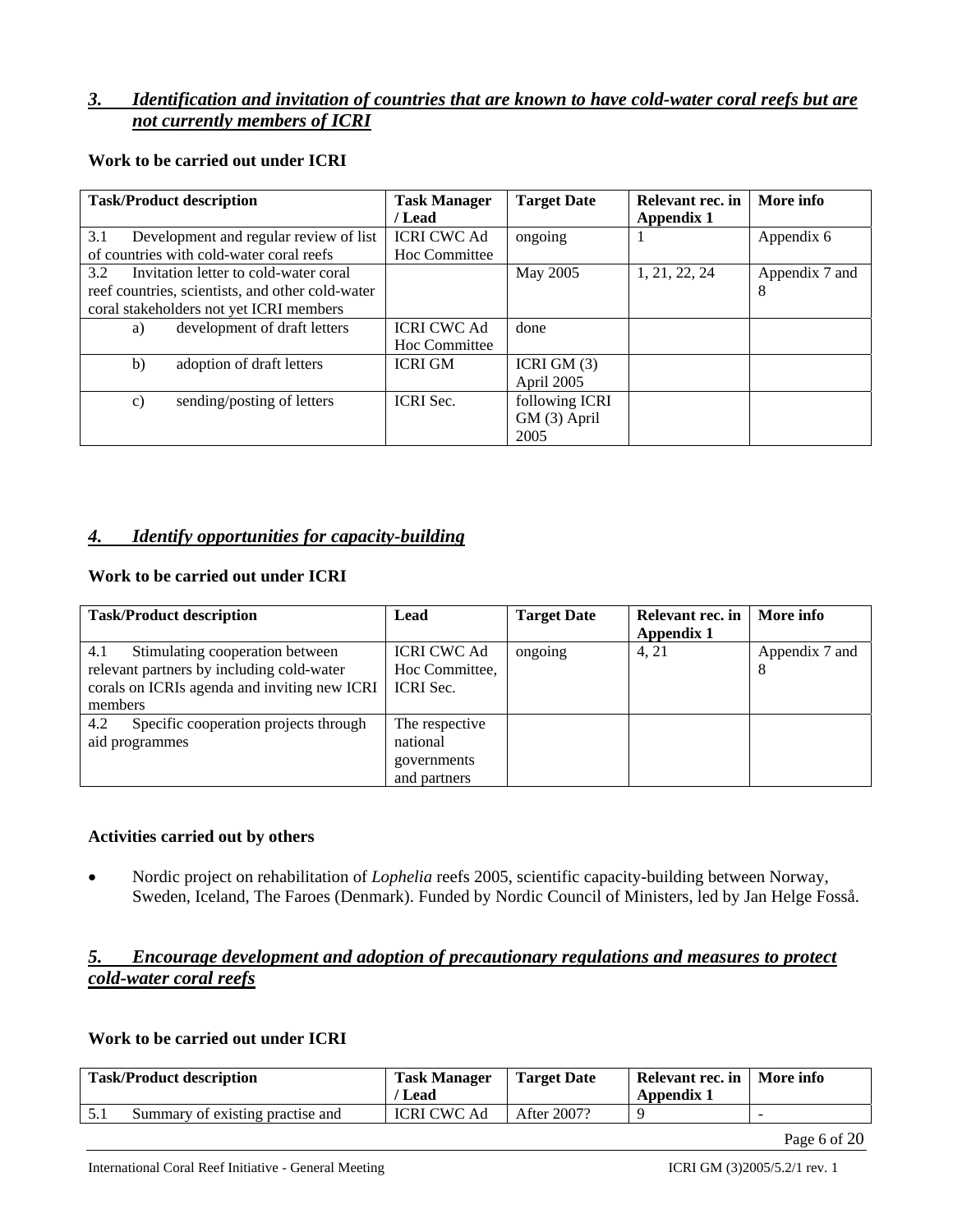## *3. Identification and invitation of countries that are known to have cold-water coral reefs but are not currently members of ICRI*

**Work to be carried out under ICRI**

| Task/Product description | Task Manager / Lead | Target Date | Relevant rec. in Appendix 1 | More info |
|---|---|---|---|---|
| 3.1 Development and regular review of list of countries with cold-water coral reefs | ICRI CWC Ad Hoc Committee | ongoing | 1 | Appendix 6 |
| 3.2 Invitation letter to cold-water coral reef countries, scientists, and other cold-water coral stakeholders not yet ICRI members | | May 2005 | 1, 21, 22, 24 | Appendix 7 and 8 |
| a) development of draft letters | ICRI CWC Ad Hoc Committee | done | | |
| b) adoption of draft letters | ICRI GM | ICRI GM (3) April 2005 | | |
| c) sending/posting of letters | ICRI Sec. | following ICRI GM (3) April 2005 | | |

## *4. Identify opportunities for capacity-building*

**Work to be carried out under ICRI**

| Task/Product description | Lead | Target Date | Relevant rec. in Appendix 1 | More info |
|---|---|---|---|---|
| 4.1 Stimulating cooperation between relevant partners by including cold-water corals on ICRIs agenda and inviting new ICRI members | ICRI CWC Ad Hoc Committee, ICRI Sec. | ongoing | 4, 21 | Appendix 7 and 8 |
| 4.2 Specific cooperation projects through aid programmes | The respective national governments and partners | | | |

**Activities carried out by others**

- Nordic project on rehabilitation of *Lophelia* reefs 2005, scientific capacity-building between Norway, Sweden, Iceland, The Faroes (Denmark). Funded by Nordic Council of Ministers, led by Jan Helge Fosså.

## *5. Encourage development and adoption of precautionary regulations and measures to protect cold-water coral reefs*

**Work to be carried out under ICRI**

| Task/Product description | Task Manager / Lead | Target Date | Relevant rec. in Appendix 1 | More info |
|---|---|---|---|---|
| 5.1 Summary of existing practise and | ICRI CWC Ad | After 2007? | 9 | - |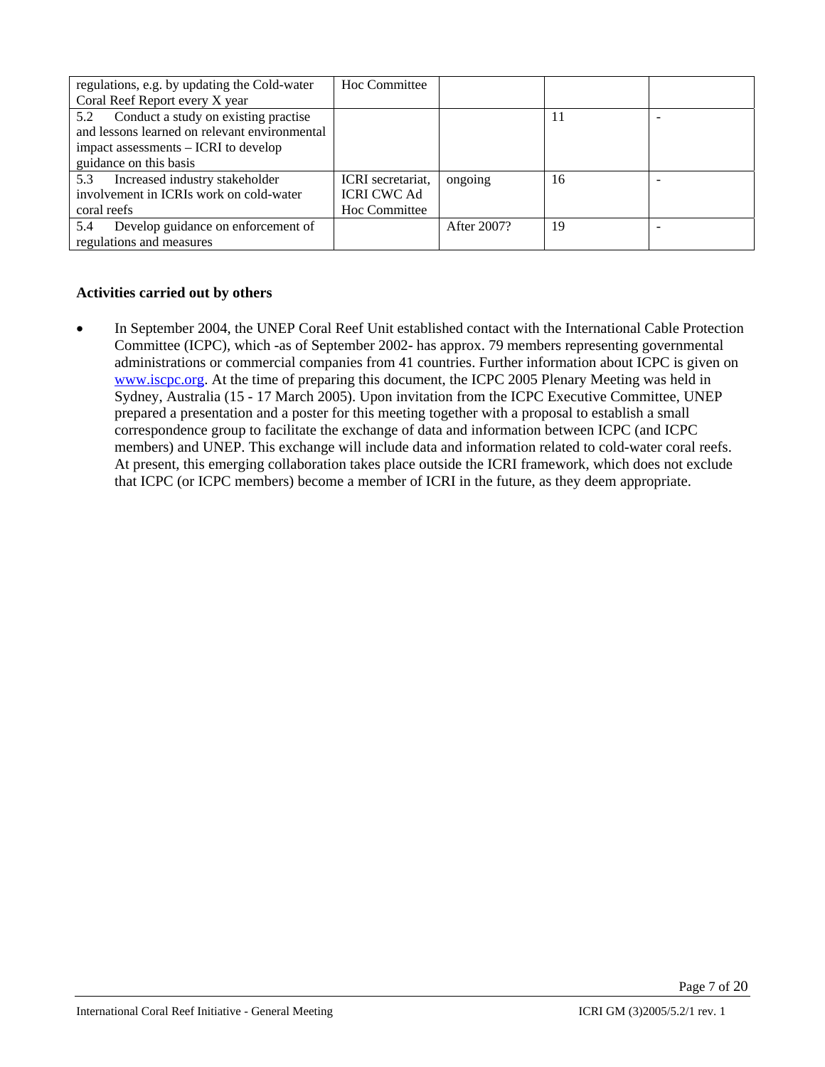| | | | | |
|---|---|---|---|---|
| regulations, e.g. by updating the Cold-water Coral Reef Report every X year | Hoc Committee | | | |
| 5.2 Conduct a study on existing practise and lessons learned on relevant environmental impact assessments – ICRI to develop guidance on this basis | | | 11 | - |
| 5.3 Increased industry stakeholder involvement in ICRIs work on cold-water coral reefs | ICRI secretariat, ICRI CWC Ad Hoc Committee | ongoing | 16 | - |
| 5.4 Develop guidance on enforcement of regulations and measures | | After 2007? | 19 | - |

**Activities carried out by others**

- In September 2004, the UNEP Coral Reef Unit established contact with the International Cable Protection Committee (ICPC), which -as of September 2002- has approx. 79 members representing governmental administrations or commercial companies from 41 countries. Further information about ICPC is given on www.iscpc.org. At the time of preparing this document, the ICPC 2005 Plenary Meeting was held in Sydney, Australia (15 - 17 March 2005). Upon invitation from the ICPC Executive Committee, UNEP prepared a presentation and a poster for this meeting together with a proposal to establish a small correspondence group to facilitate the exchange of data and information between ICPC (and ICPC members) and UNEP. This exchange will include data and information related to cold-water coral reefs. At present, this emerging collaboration takes place outside the ICRI framework, which does not exclude that ICPC (or ICPC members) become a member of ICRI in the future, as they deem appropriate.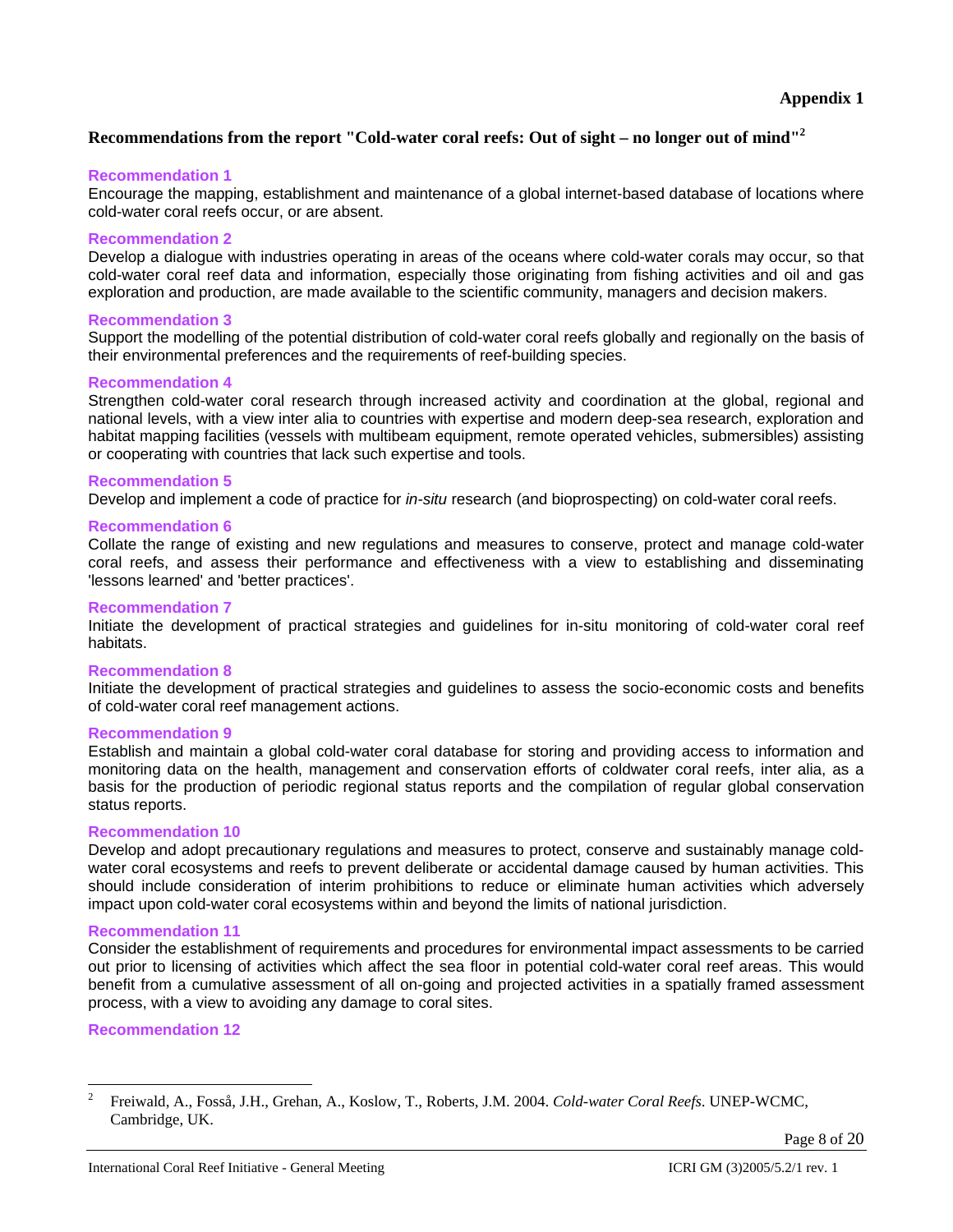**Appendix 1**

## Recommendations from the report "Cold-water coral reefs: Out of sight – no longer out of mind"[2]

**Recommendation 1**

Encourage the mapping, establishment and maintenance of a global internet-based database of locations where cold-water coral reefs occur, or are absent.

**Recommendation 2**

Develop a dialogue with industries operating in areas of the oceans where cold-water corals may occur, so that cold-water coral reef data and information, especially those originating from fishing activities and oil and gas exploration and production, are made available to the scientific community, managers and decision makers.

**Recommendation 3**

Support the modelling of the potential distribution of cold-water coral reefs globally and regionally on the basis of their environmental preferences and the requirements of reef-building species.

**Recommendation 4**

Strengthen cold-water coral research through increased activity and coordination at the global, regional and national levels, with a view inter alia to countries with expertise and modern deep-sea research, exploration and habitat mapping facilities (vessels with multibeam equipment, remote operated vehicles, submersibles) assisting or cooperating with countries that lack such expertise and tools.

**Recommendation 5**

Develop and implement a code of practice for *in-situ* research (and bioprospecting) on cold-water coral reefs.

**Recommendation 6**

Collate the range of existing and new regulations and measures to conserve, protect and manage cold-water coral reefs, and assess their performance and effectiveness with a view to establishing and disseminating 'lessons learned' and 'better practices'.

**Recommendation 7**

Initiate the development of practical strategies and guidelines for in-situ monitoring of cold-water coral reef habitats.

**Recommendation 8**

Initiate the development of practical strategies and guidelines to assess the socio-economic costs and benefits of cold-water coral reef management actions.

**Recommendation 9**

Establish and maintain a global cold-water coral database for storing and providing access to information and monitoring data on the health, management and conservation efforts of coldwater coral reefs, inter alia, as a basis for the production of periodic regional status reports and the compilation of regular global conservation status reports.

**Recommendation 10**

Develop and adopt precautionary regulations and measures to protect, conserve and sustainably manage cold-water coral ecosystems and reefs to prevent deliberate or accidental damage caused by human activities. This should include consideration of interim prohibitions to reduce or eliminate human activities which adversely impact upon cold-water coral ecosystems within and beyond the limits of national jurisdiction.

**Recommendation 11**

Consider the establishment of requirements and procedures for environmental impact assessments to be carried out prior to licensing of activities which affect the sea floor in potential cold-water coral reef areas. This would benefit from a cumulative assessment of all on-going and projected activities in a spatially framed assessment process, with a view to avoiding any damage to coral sites.

**Recommendation 12**

---

[2] Freiwald, A., Fosså, J.H., Grehan, A., Koslow, T., Roberts, J.M. 2004. *Cold-water Coral Reefs*. UNEP-WCMC, Cambridge, UK.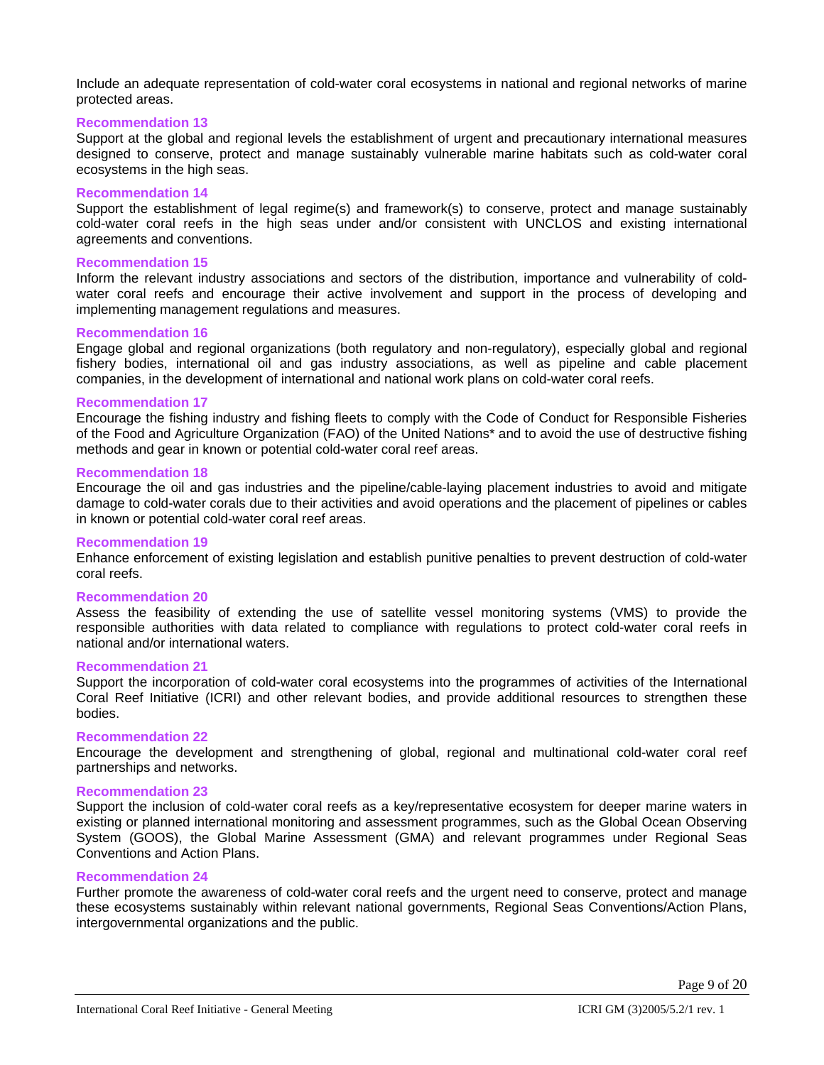Include an adequate representation of cold-water coral ecosystems in national and regional networks of marine protected areas.

**Recommendation 13**

Support at the global and regional levels the establishment of urgent and precautionary international measures designed to conserve, protect and manage sustainably vulnerable marine habitats such as cold-water coral ecosystems in the high seas.

**Recommendation 14**

Support the establishment of legal regime(s) and framework(s) to conserve, protect and manage sustainably cold-water coral reefs in the high seas under and/or consistent with UNCLOS and existing international agreements and conventions.

**Recommendation 15**

Inform the relevant industry associations and sectors of the distribution, importance and vulnerability of cold-water coral reefs and encourage their active involvement and support in the process of developing and implementing management regulations and measures.

**Recommendation 16**

Engage global and regional organizations (both regulatory and non-regulatory), especially global and regional fishery bodies, international oil and gas industry associations, as well as pipeline and cable placement companies, in the development of international and national work plans on cold-water coral reefs.

**Recommendation 17**

Encourage the fishing industry and fishing fleets to comply with the Code of Conduct for Responsible Fisheries of the Food and Agriculture Organization (FAO) of the United Nations* and to avoid the use of destructive fishing methods and gear in known or potential cold-water coral reef areas.

**Recommendation 18**

Encourage the oil and gas industries and the pipeline/cable-laying placement industries to avoid and mitigate damage to cold-water corals due to their activities and avoid operations and the placement of pipelines or cables in known or potential cold-water coral reef areas.

**Recommendation 19**

Enhance enforcement of existing legislation and establish punitive penalties to prevent destruction of cold-water coral reefs.

**Recommendation 20**

Assess the feasibility of extending the use of satellite vessel monitoring systems (VMS) to provide the responsible authorities with data related to compliance with regulations to protect cold-water coral reefs in national and/or international waters.

**Recommendation 21**

Support the incorporation of cold-water coral ecosystems into the programmes of activities of the International Coral Reef Initiative (ICRI) and other relevant bodies, and provide additional resources to strengthen these bodies.

**Recommendation 22**

Encourage the development and strengthening of global, regional and multinational cold-water coral reef partnerships and networks.

**Recommendation 23**

Support the inclusion of cold-water coral reefs as a key/representative ecosystem for deeper marine waters in existing or planned international monitoring and assessment programmes, such as the Global Ocean Observing System (GOOS), the Global Marine Assessment (GMA) and relevant programmes under Regional Seas Conventions and Action Plans.

**Recommendation 24**

Further promote the awareness of cold-water coral reefs and the urgent need to conserve, protect and manage these ecosystems sustainably within relevant national governments, Regional Seas Conventions/Action Plans, intergovernmental organizations and the public.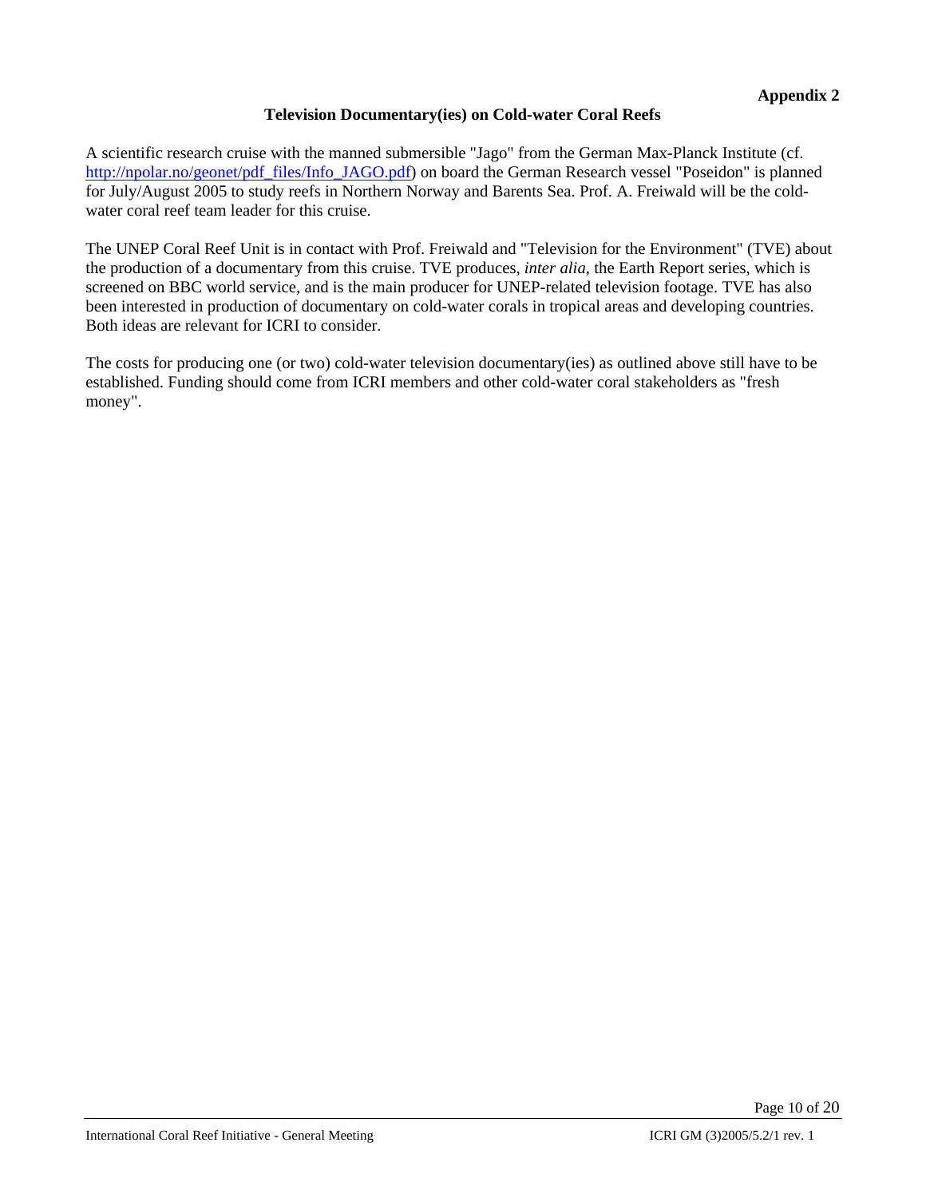**Appendix 2**

## Television Documentary(ies) on Cold-water Coral Reefs

A scientific research cruise with the manned submersible "Jago" from the German Max-Planck Institute (cf. [http://npolar.no/geonet/pdf_files/Info_JAGO.pdf](http://npolar.no/geonet/pdf_files/Info_JAGO.pdf)) on board the German Research vessel "Poseidon" is planned for July/August 2005 to study reefs in Northern Norway and Barents Sea. Prof. A. Freiwald will be the cold-water coral reef team leader for this cruise.

The UNEP Coral Reef Unit is in contact with Prof. Freiwald and "Television for the Environment" (TVE) about the production of a documentary from this cruise. TVE produces, *inter alia*, the Earth Report series, which is screened on BBC world service, and is the main producer for UNEP-related television footage. TVE has also been interested in production of documentary on cold-water corals in tropical areas and developing countries. Both ideas are relevant for ICRI to consider.

The costs for producing one (or two) cold-water television documentary(ies) as outlined above still have to be established. Funding should come from ICRI members and other cold-water coral stakeholders as "fresh money".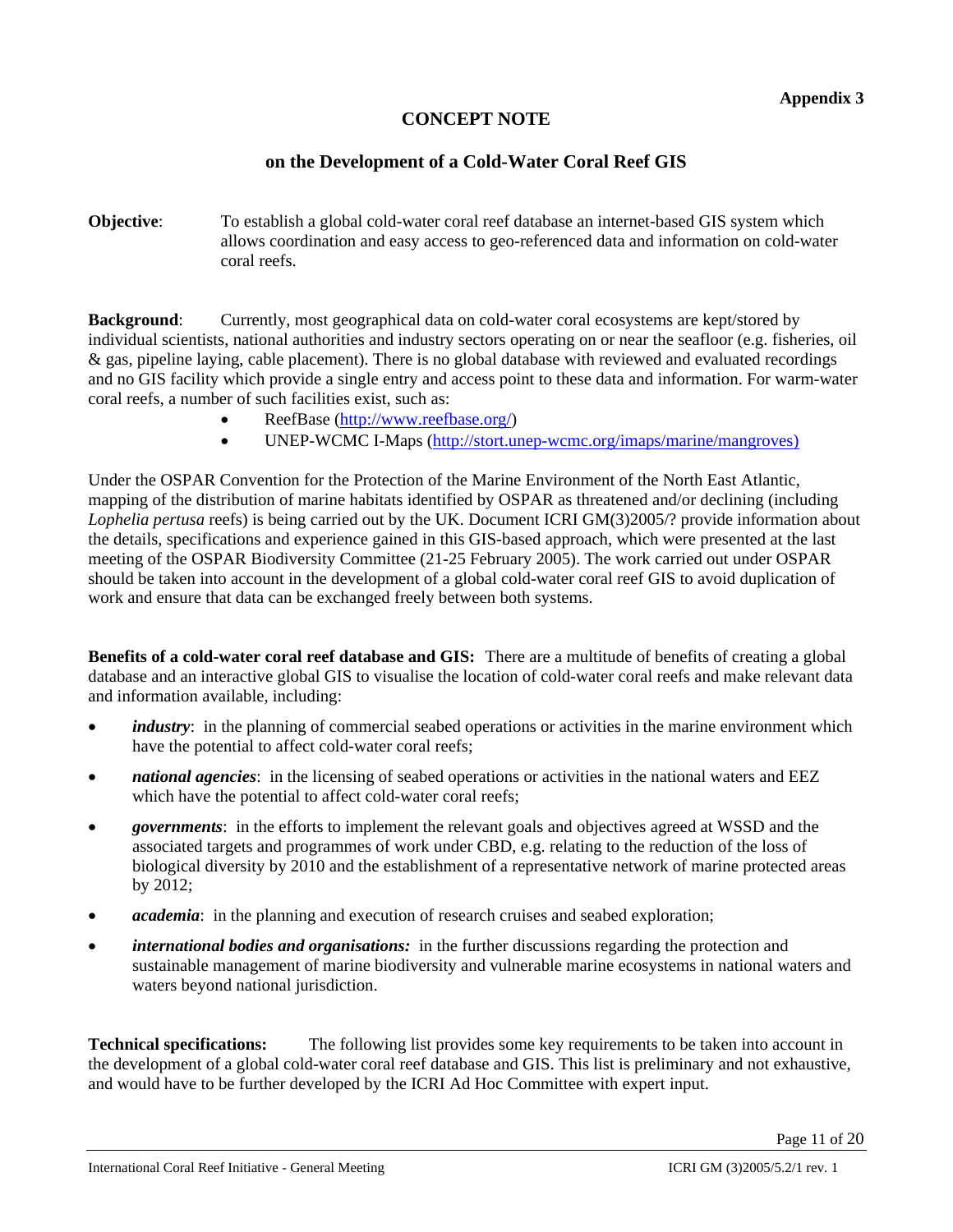**Appendix 3**

# CONCEPT NOTE

## on the Development of a Cold-Water Coral Reef GIS

**Objective**: To establish a global cold-water coral reef database an internet-based GIS system which allows coordination and easy access to geo-referenced data and information on cold-water coral reefs.

**Background**: Currently, most geographical data on cold-water coral ecosystems are kept/stored by individual scientists, national authorities and industry sectors operating on or near the seafloor (e.g. fisheries, oil & gas, pipeline laying, cable placement). There is no global database with reviewed and evaluated recordings and no GIS facility which provide a single entry and access point to these data and information. For warm-water coral reefs, a number of such facilities exist, such as:

- ReefBase (http://www.reefbase.org/)
- UNEP-WCMC I-Maps (http://stort.unep-wcmc.org/imaps/marine/mangroves)

Under the OSPAR Convention for the Protection of the Marine Environment of the North East Atlantic, mapping of the distribution of marine habitats identified by OSPAR as threatened and/or declining (including *Lophelia pertusa* reefs) is being carried out by the UK. Document ICRI GM(3)2005/? provide information about the details, specifications and experience gained in this GIS-based approach, which were presented at the last meeting of the OSPAR Biodiversity Committee (21-25 February 2005). The work carried out under OSPAR should be taken into account in the development of a global cold-water coral reef GIS to avoid duplication of work and ensure that data can be exchanged freely between both systems.

**Benefits of a cold-water coral reef database and GIS:** There are a multitude of benefits of creating a global database and an interactive global GIS to visualise the location of cold-water coral reefs and make relevant data and information available, including:

- ***industry***: in the planning of commercial seabed operations or activities in the marine environment which have the potential to affect cold-water coral reefs;
- ***national agencies***: in the licensing of seabed operations or activities in the national waters and EEZ which have the potential to affect cold-water coral reefs;
- ***governments***: in the efforts to implement the relevant goals and objectives agreed at WSSD and the associated targets and programmes of work under CBD, e.g. relating to the reduction of the loss of biological diversity by 2010 and the establishment of a representative network of marine protected areas by 2012;
- ***academia***: in the planning and execution of research cruises and seabed exploration;
- ***international bodies and organisations:*** in the further discussions regarding the protection and sustainable management of marine biodiversity and vulnerable marine ecosystems in national waters and waters beyond national jurisdiction.

**Technical specifications:** The following list provides some key requirements to be taken into account in the development of a global cold-water coral reef database and GIS. This list is preliminary and not exhaustive, and would have to be further developed by the ICRI Ad Hoc Committee with expert input.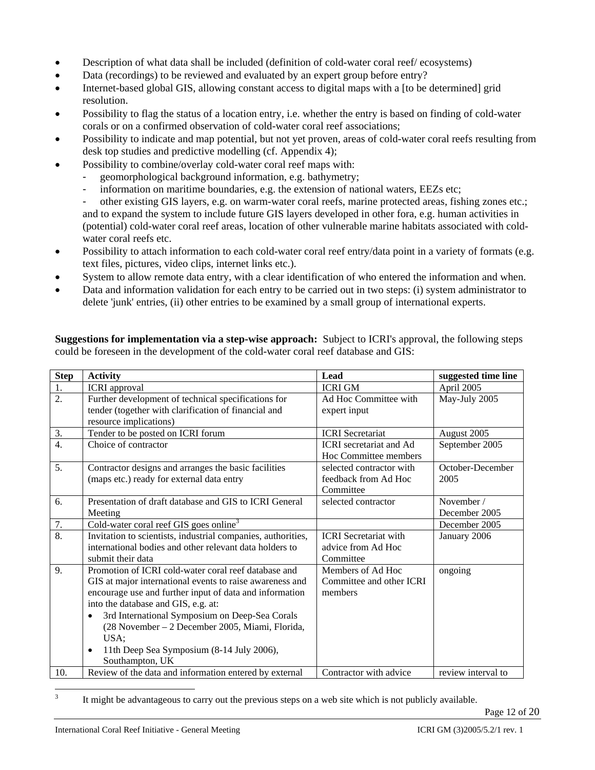- Description of what data shall be included (definition of cold-water coral reef/ ecosystems)
- Data (recordings) to be reviewed and evaluated by an expert group before entry?
- Internet-based global GIS, allowing constant access to digital maps with a [to be determined] grid resolution.
- Possibility to flag the status of a location entry, i.e. whether the entry is based on finding of cold-water corals or on a confirmed observation of cold-water coral reef associations;
- Possibility to indicate and map potential, but not yet proven, areas of cold-water coral reefs resulting from desk top studies and predictive modelling (cf. Appendix 4);
- Possibility to combine/overlay cold-water coral reef maps with:
    - geomorphological background information, e.g. bathymetry;
    - information on maritime boundaries, e.g. the extension of national waters, EEZs etc;
    - other existing GIS layers, e.g. on warm-water coral reefs, marine protected areas, fishing zones etc.;

  and to expand the system to include future GIS layers developed in other fora, e.g. human activities in (potential) cold-water coral reef areas, location of other vulnerable marine habitats associated with cold-water coral reefs etc.
- Possibility to attach information to each cold-water coral reef entry/data point in a variety of formats (e.g. text files, pictures, video clips, internet links etc.).
- System to allow remote data entry, with a clear identification of who entered the information and when.
- Data and information validation for each entry to be carried out in two steps: (i) system administrator to delete 'junk' entries, (ii) other entries to be examined by a small group of international experts.

**Suggestions for implementation via a step-wise approach:** Subject to ICRI's approval, the following steps could be foreseen in the development of the cold-water coral reef database and GIS:

| Step | Activity | Lead | suggested time line |
|---|---|---|---|
| 1. | ICRI approval | ICRI GM | April 2005 |
| 2. | Further development of technical specifications for tender (together with clarification of financial and resource implications) | Ad Hoc Committee with expert input | May-July 2005 |
| 3. | Tender to be posted on ICRI forum | ICRI Secretariat | August 2005 |
| 4. | Choice of contractor | ICRI secretariat and Ad Hoc Committee members | September 2005 |
| 5. | Contractor designs and arranges the basic facilities (maps etc.) ready for external data entry | selected contractor with feedback from Ad Hoc Committee | October-December 2005 |
| 6. | Presentation of draft database and GIS to ICRI General Meeting | selected contractor | November / December 2005 |
| 7. | Cold-water coral reef GIS goes online[3] | | December 2005 |
| 8. | Invitation to scientists, industrial companies, authorities, international bodies and other relevant data holders to submit their data | ICRI Secretariat with advice from Ad Hoc Committee | January 2006 |
| 9. | Promotion of ICRI cold-water coral reef database and GIS at major international events to raise awareness and encourage use and further input of data and information into the database and GIS, e.g. at: • 3rd International Symposium on Deep-Sea Corals (28 November – 2 December 2005, Miami, Florida, USA; • 11th Deep Sea Symposium (8-14 July 2006), Southampton, UK | Members of Ad Hoc Committee and other ICRI members | ongoing |
| 10. | Review of the data and information entered by external | Contractor with advice | review interval to |

[3] It might be advantageous to carry out the previous steps on a web site which is not publicly available.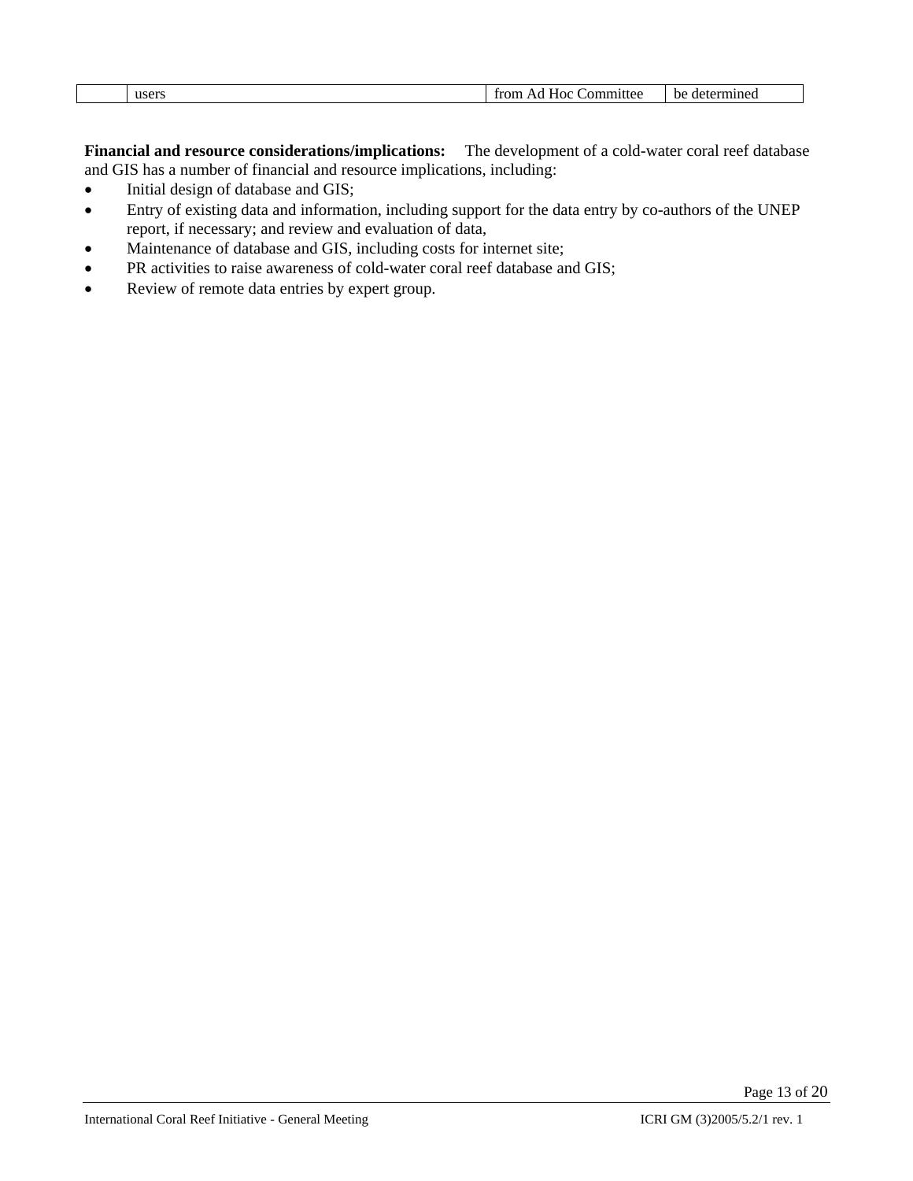|  | users | from Ad Hoc Committee | be determined |
|---|---|---|---|

**Financial and resource considerations/implications:** The development of a cold-water coral reef database and GIS has a number of financial and resource implications, including:

- Initial design of database and GIS;
- Entry of existing data and information, including support for the data entry by co-authors of the UNEP report, if necessary; and review and evaluation of data,
- Maintenance of database and GIS, including costs for internet site;
- PR activities to raise awareness of cold-water coral reef database and GIS;
- Review of remote data entries by expert group.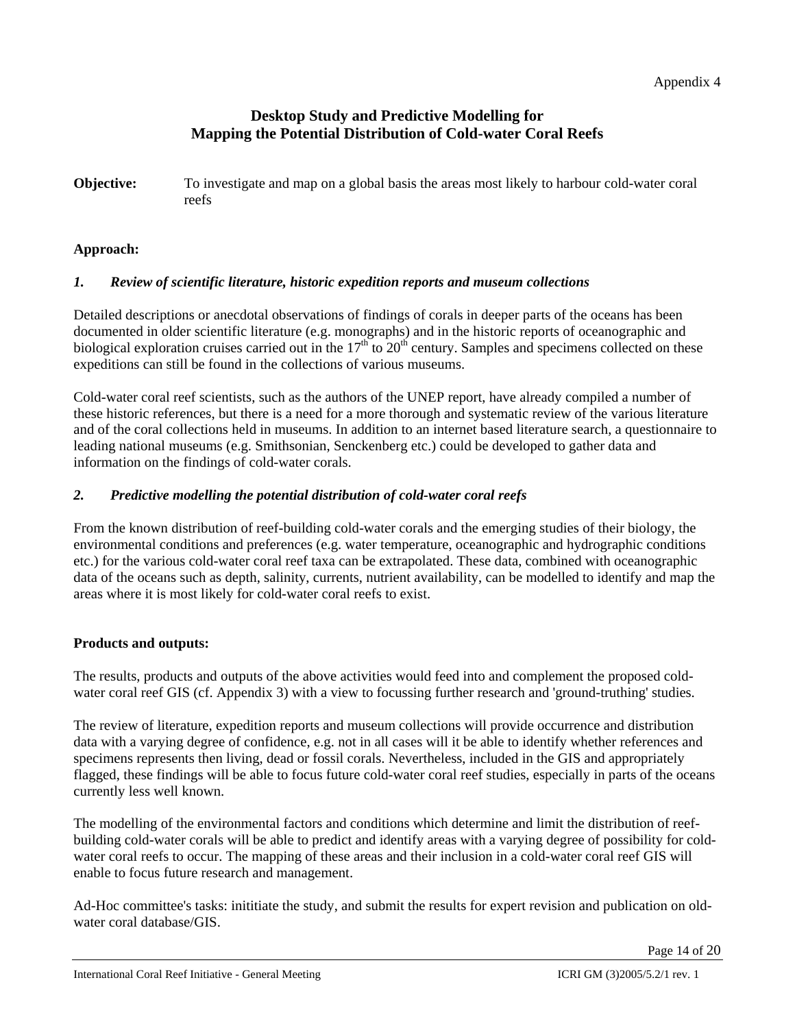Appendix 4

## Desktop Study and Predictive Modelling for Mapping the Potential Distribution of Cold-water Coral Reefs

**Objective:** To investigate and map on a global basis the areas most likely to harbour cold-water coral reefs

**Approach:**

### *1. Review of scientific literature, historic expedition reports and museum collections*

Detailed descriptions or anecdotal observations of findings of corals in deeper parts of the oceans has been documented in older scientific literature (e.g. monographs) and in the historic reports of oceanographic and biological exploration cruises carried out in the 17th to 20th century. Samples and specimens collected on these expeditions can still be found in the collections of various museums.

Cold-water coral reef scientists, such as the authors of the UNEP report, have already compiled a number of these historic references, but there is a need for a more thorough and systematic review of the various literature and of the coral collections held in museums. In addition to an internet based literature search, a questionnaire to leading national museums (e.g. Smithsonian, Senckenberg etc.) could be developed to gather data and information on the findings of cold-water corals.

### *2. Predictive modelling the potential distribution of cold-water coral reefs*

From the known distribution of reef-building cold-water corals and the emerging studies of their biology, the environmental conditions and preferences (e.g. water temperature, oceanographic and hydrographic conditions etc.) for the various cold-water coral reef taxa can be extrapolated. These data, combined with oceanographic data of the oceans such as depth, salinity, currents, nutrient availability, can be modelled to identify and map the areas where it is most likely for cold-water coral reefs to exist.

**Products and outputs:**

The results, products and outputs of the above activities would feed into and complement the proposed cold-water coral reef GIS (cf. Appendix 3) with a view to focussing further research and 'ground-truthing' studies.

The review of literature, expedition reports and museum collections will provide occurrence and distribution data with a varying degree of confidence, e.g. not in all cases will it be able to identify whether references and specimens represents then living, dead or fossil corals. Nevertheless, included in the GIS and appropriately flagged, these findings will be able to focus future cold-water coral reef studies, especially in parts of the oceans currently less well known.

The modelling of the environmental factors and conditions which determine and limit the distribution of reef-building cold-water corals will be able to predict and identify areas with a varying degree of possibility for cold-water coral reefs to occur. The mapping of these areas and their inclusion in a cold-water coral reef GIS will enable to focus future research and management.

Ad-Hoc committee's tasks: inititiate the study, and submit the results for expert revision and publication on old-water coral database/GIS.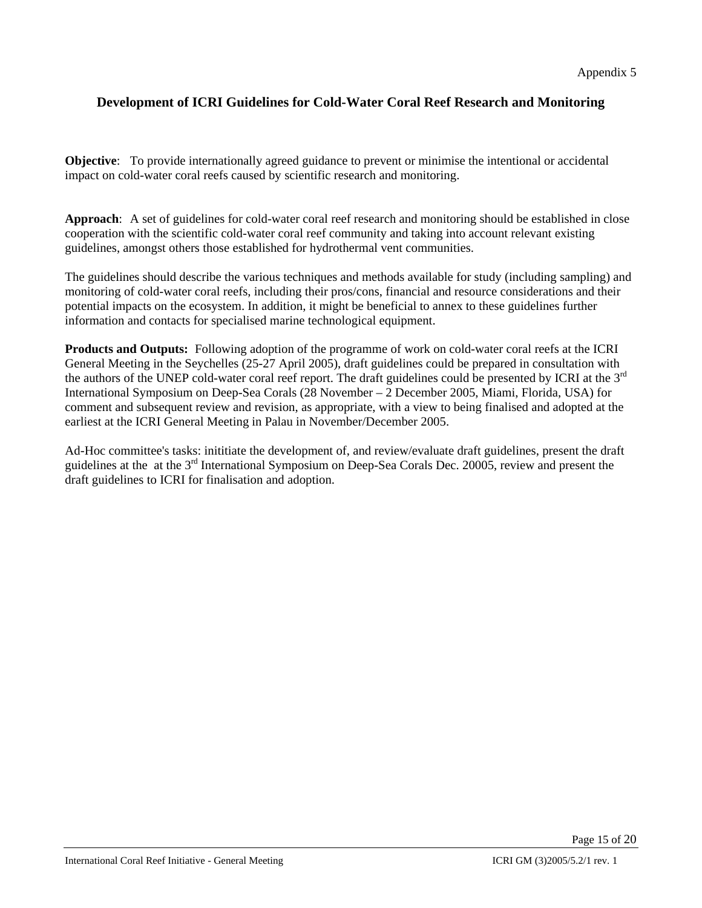Appendix 5

## Development of ICRI Guidelines for Cold-Water Coral Reef Research and Monitoring

**Objective**: To provide internationally agreed guidance to prevent or minimise the intentional or accidental impact on cold-water coral reefs caused by scientific research and monitoring.

**Approach**: A set of guidelines for cold-water coral reef research and monitoring should be established in close cooperation with the scientific cold-water coral reef community and taking into account relevant existing guidelines, amongst others those established for hydrothermal vent communities.

The guidelines should describe the various techniques and methods available for study (including sampling) and monitoring of cold-water coral reefs, including their pros/cons, financial and resource considerations and their potential impacts on the ecosystem. In addition, it might be beneficial to annex to these guidelines further information and contacts for specialised marine technological equipment.

**Products and Outputs:** Following adoption of the programme of work on cold-water coral reefs at the ICRI General Meeting in the Seychelles (25-27 April 2005), draft guidelines could be prepared in consultation with the authors of the UNEP cold-water coral reef report. The draft guidelines could be presented by ICRI at the 3rd International Symposium on Deep-Sea Corals (28 November – 2 December 2005, Miami, Florida, USA) for comment and subsequent review and revision, as appropriate, with a view to being finalised and adopted at the earliest at the ICRI General Meeting in Palau in November/December 2005.

Ad-Hoc committee's tasks: inititiate the development of, and review/evaluate draft guidelines, present the draft guidelines at the at the 3rd International Symposium on Deep-Sea Corals Dec. 20005, review and present the draft guidelines to ICRI for finalisation and adoption.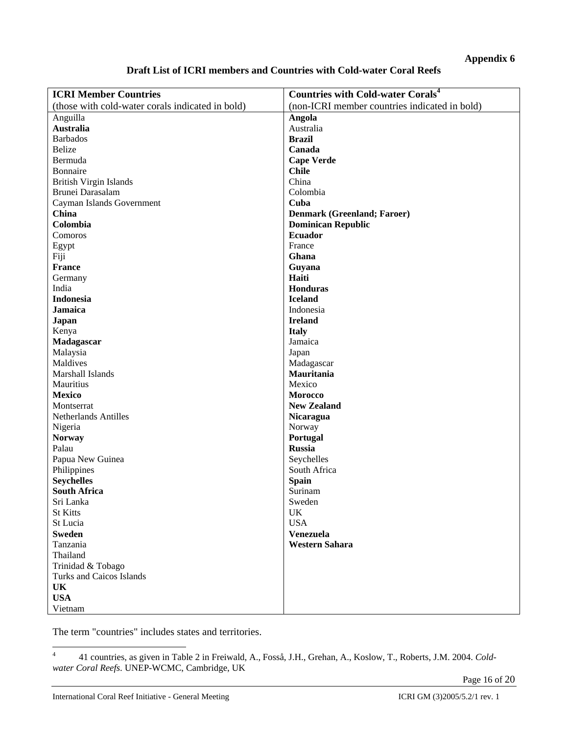**Appendix 6**

**Draft List of ICRI members and Countries with Cold-water Coral Reefs**

| **ICRI Member Countries** | **Countries with Cold-water Corals**[4] |
|---|---|
| (those with cold-water corals indicated in bold) | (non-ICRI member countries indicated in bold) |
| Anguilla | **Angola** |
| **Australia** | Australia |
| Barbados | **Brazil** |
| Belize | **Canada** |
| Bermuda | **Cape Verde** |
| Bonnaire | **Chile** |
| British Virgin Islands | China |
| Brunei Darasalam | Colombia |
| Cayman Islands Government | **Cuba** |
| **China** | **Denmark (Greenland; Faroer)** |
| **Colombia** | **Dominican Republic** |
| Comoros | **Ecuador** |
| Egypt | France |
| Fiji | **Ghana** |
| **France** | **Guyana** |
| Germany | **Haiti** |
| India | **Honduras** |
| **Indonesia** | **Iceland** |
| **Jamaica** | Indonesia |
| **Japan** | **Ireland** |
| Kenya | **Italy** |
| **Madagascar** | Jamaica |
| Malaysia | Japan |
| Maldives | Madagascar |
| Marshall Islands | **Mauritania** |
| Mauritius | Mexico |
| **Mexico** | **Morocco** |
| Montserrat | **New Zealand** |
| Netherlands Antilles | **Nicaragua** |
| Nigeria | Norway |
| **Norway** | **Portugal** |
| Palau | **Russia** |
| Papua New Guinea | Seychelles |
| Philippines | South Africa |
| **Seychelles** | **Spain** |
| **South Africa** | Surinam |
| Sri Lanka | Sweden |
| St Kitts | UK |
| St Lucia | USA |
| **Sweden** | **Venezuela** |
| Tanzania | **Western Sahara** |
| Thailand | |
| Trinidad & Tobago | |
| Turks and Caicos Islands | |
| **UK** | |
| **USA** | |
| Vietnam | |

The term "countries" includes states and territories.

[4] 41 countries, as given in Table 2 in Freiwald, A., Fosså, J.H., Grehan, A., Koslow, T., Roberts, J.M. 2004. *Cold-water Coral Reefs*. UNEP-WCMC, Cambridge, UK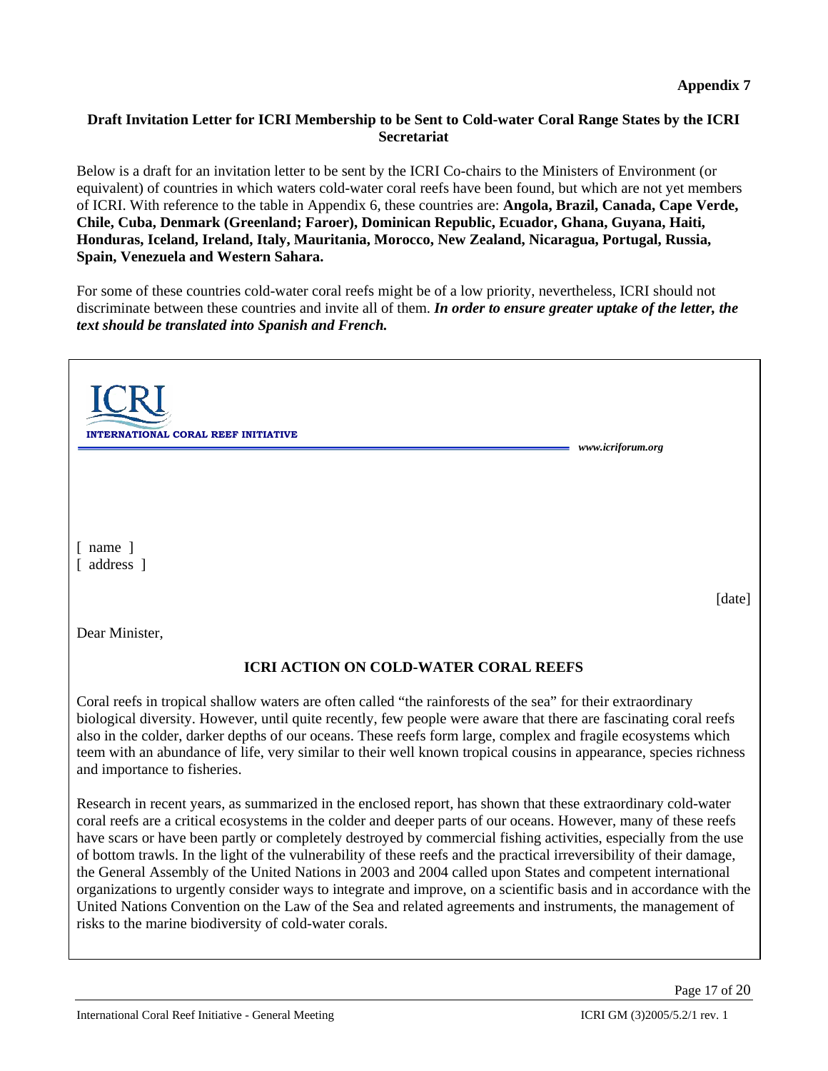**Appendix 7**

**Draft Invitation Letter for ICRI Membership to be Sent to Cold-water Coral Range States by the ICRI Secretariat**

Below is a draft for an invitation letter to be sent by the ICRI Co-chairs to the Ministers of Environment (or equivalent) of countries in which waters cold-water coral reefs have been found, but which are not yet members of ICRI. With reference to the table in Appendix 6, these countries are: **Angola, Brazil, Canada, Cape Verde, Chile, Cuba, Denmark (Greenland; Faroer), Dominican Republic, Ecuador, Ghana, Guyana, Haiti, Honduras, Iceland, Ireland, Italy, Mauritania, Morocco, New Zealand, Nicaragua, Portugal, Russia, Spain, Venezuela and Western Sahara.**

For some of these countries cold-water coral reefs might be of a low priority, nevertheless, ICRI should not discriminate between these countries and invite all of them. ***In order to ensure greater uptake of the letter, the text should be translated into Spanish and French.***

ICRI

INTERNATIONAL CORAL REEF INITIATIVE

*www.icriforum.org*

[ name ]
[ address ]

[date]

Dear Minister,

**ICRI ACTION ON COLD-WATER CORAL REEFS**

Coral reefs in tropical shallow waters are often called "the rainforests of the sea" for their extraordinary biological diversity. However, until quite recently, few people were aware that there are fascinating coral reefs also in the colder, darker depths of our oceans. These reefs form large, complex and fragile ecosystems which teem with an abundance of life, very similar to their well known tropical cousins in appearance, species richness and importance to fisheries.

Research in recent years, as summarized in the enclosed report, has shown that these extraordinary cold-water coral reefs are a critical ecosystems in the colder and deeper parts of our oceans. However, many of these reefs have scars or have been partly or completely destroyed by commercial fishing activities, especially from the use of bottom trawls. In the light of the vulnerability of these reefs and the practical irreversibility of their damage, the General Assembly of the United Nations in 2003 and 2004 called upon States and competent international organizations to urgently consider ways to integrate and improve, on a scientific basis and in accordance with the United Nations Convention on the Law of the Sea and related agreements and instruments, the management of risks to the marine biodiversity of cold-water corals.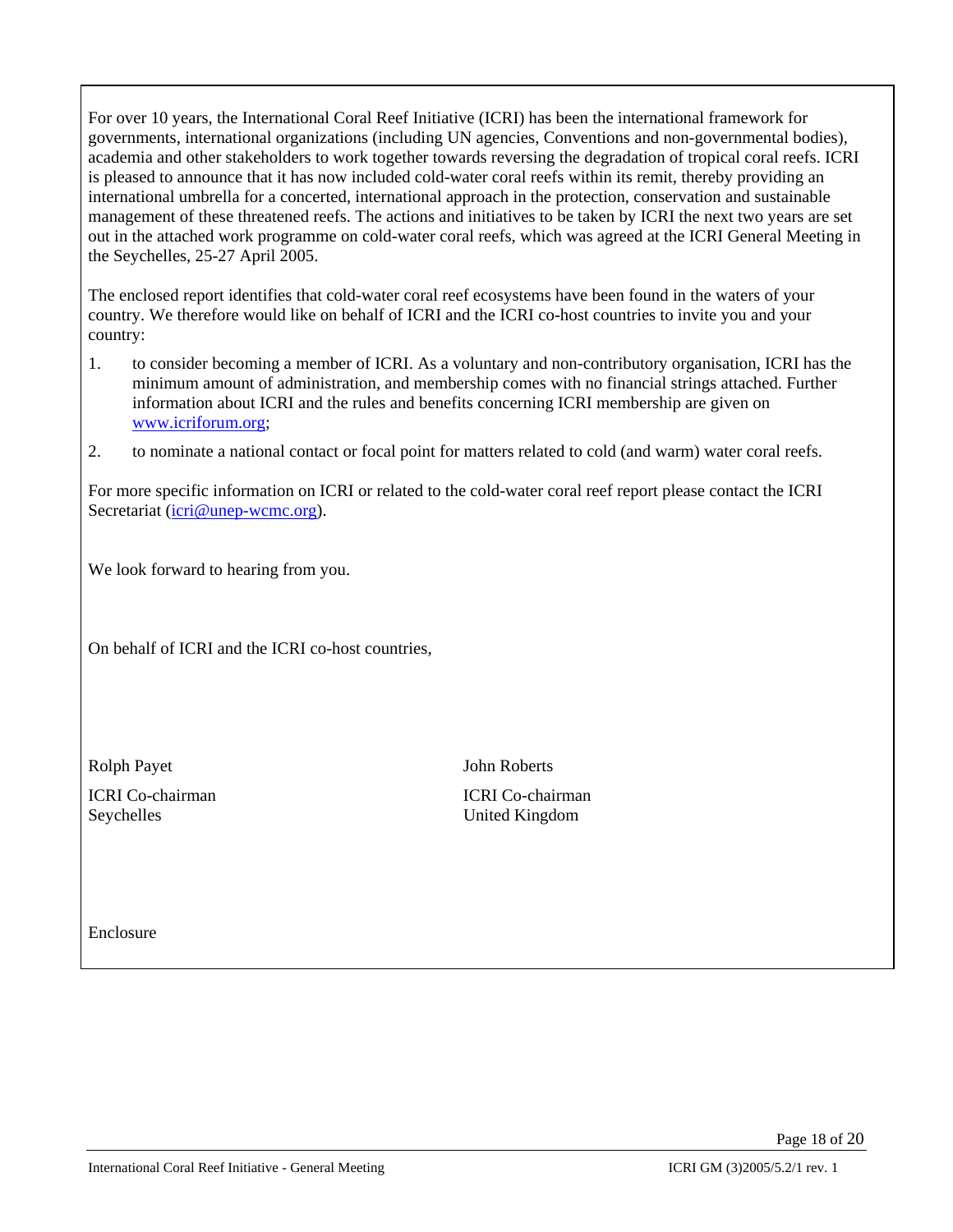For over 10 years, the International Coral Reef Initiative (ICRI) has been the international framework for governments, international organizations (including UN agencies, Conventions and non-governmental bodies), academia and other stakeholders to work together towards reversing the degradation of tropical coral reefs. ICRI is pleased to announce that it has now included cold-water coral reefs within its remit, thereby providing an international umbrella for a concerted, international approach in the protection, conservation and sustainable management of these threatened reefs. The actions and initiatives to be taken by ICRI the next two years are set out in the attached work programme on cold-water coral reefs, which was agreed at the ICRI General Meeting in the Seychelles, 25-27 April 2005.

The enclosed report identifies that cold-water coral reef ecosystems have been found in the waters of your country. We therefore would like on behalf of ICRI and the ICRI co-host countries to invite you and your country:

1. to consider becoming a member of ICRI. As a voluntary and non-contributory organisation, ICRI has the minimum amount of administration, and membership comes with no financial strings attached. Further information about ICRI and the rules and benefits concerning ICRI membership are given on www.icriforum.org;
2. to nominate a national contact or focal point for matters related to cold (and warm) water coral reefs.

For more specific information on ICRI or related to the cold-water coral reef report please contact the ICRI Secretariat (icri@unep-wcmc.org).

We look forward to hearing from you.

On behalf of ICRI and the ICRI co-host countries,

Rolph Payet
ICRI Co-chairman
Seychelles

John Roberts
ICRI Co-chairman
United Kingdom

Enclosure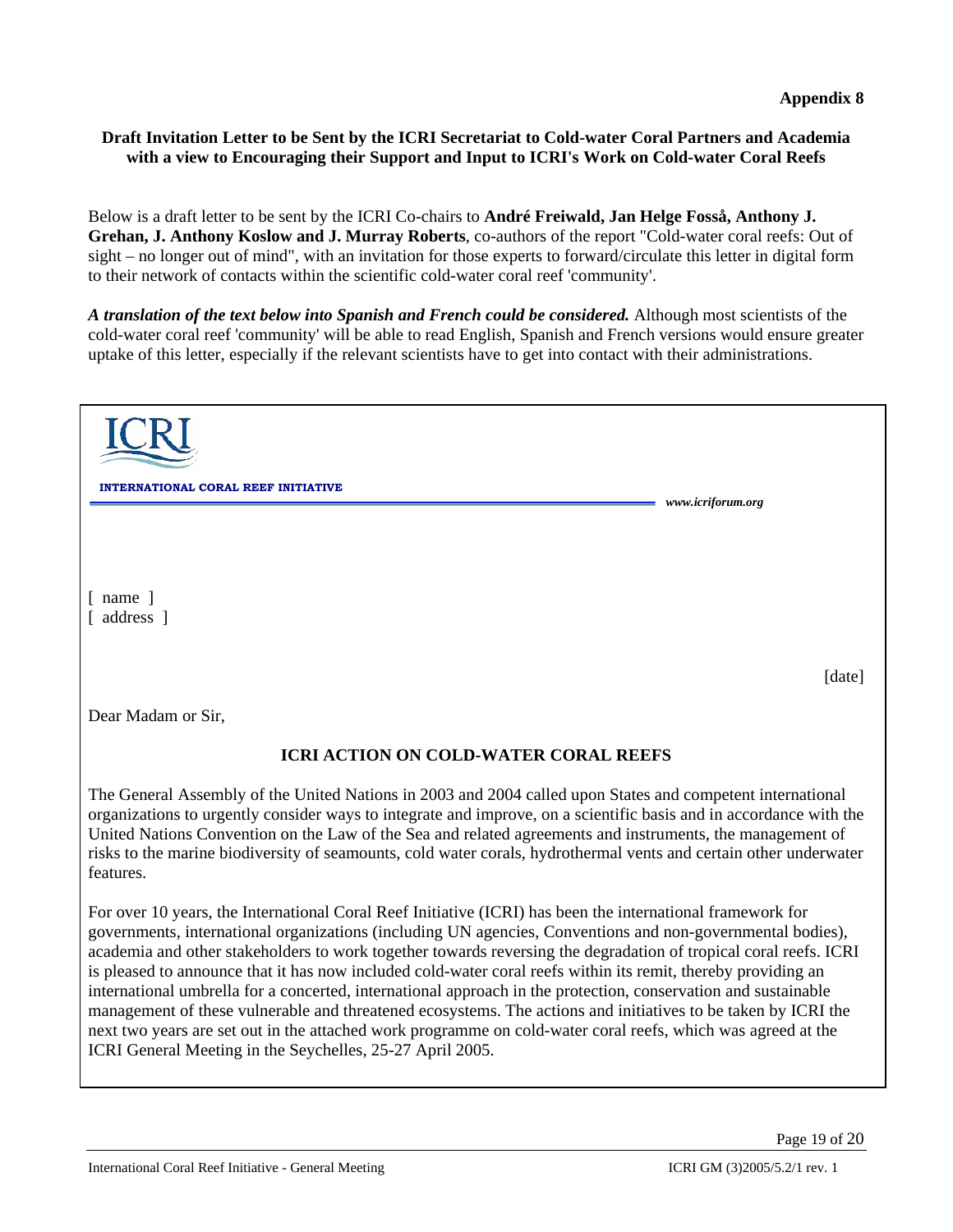**Appendix 8**

**Draft Invitation Letter to be Sent by the ICRI Secretariat to Cold-water Coral Partners and Academia with a view to Encouraging their Support and Input to ICRI's Work on Cold-water Coral Reefs**

Below is a draft letter to be sent by the ICRI Co-chairs to **André Freiwald, Jan Helge Fosså, Anthony J. Grehan, J. Anthony Koslow and J. Murray Roberts**, co-authors of the report "Cold-water coral reefs: Out of sight – no longer out of mind", with an invitation for those experts to forward/circulate this letter in digital form to their network of contacts within the scientific cold-water coral reef 'community'.

***A translation of the text below into Spanish and French could be considered.*** Although most scientists of the cold-water coral reef 'community' will be able to read English, Spanish and French versions would ensure greater uptake of this letter, especially if the relevant scientists have to get into contact with their administrations.

---

ICRI

**INTERNATIONAL CORAL REEF INITIATIVE**

***www.icriforum.org***

[ name ]
[ address ]

[date]

Dear Madam or Sir,

**ICRI ACTION ON COLD-WATER CORAL REEFS**

The General Assembly of the United Nations in 2003 and 2004 called upon States and competent international organizations to urgently consider ways to integrate and improve, on a scientific basis and in accordance with the United Nations Convention on the Law of the Sea and related agreements and instruments, the management of risks to the marine biodiversity of seamounts, cold water corals, hydrothermal vents and certain other underwater features.

For over 10 years, the International Coral Reef Initiative (ICRI) has been the international framework for governments, international organizations (including UN agencies, Conventions and non-governmental bodies), academia and other stakeholders to work together towards reversing the degradation of tropical coral reefs. ICRI is pleased to announce that it has now included cold-water coral reefs within its remit, thereby providing an international umbrella for a concerted, international approach in the protection, conservation and sustainable management of these vulnerable and threatened ecosystems. The actions and initiatives to be taken by ICRI the next two years are set out in the attached work programme on cold-water coral reefs, which was agreed at the ICRI General Meeting in the Seychelles, 25-27 April 2005.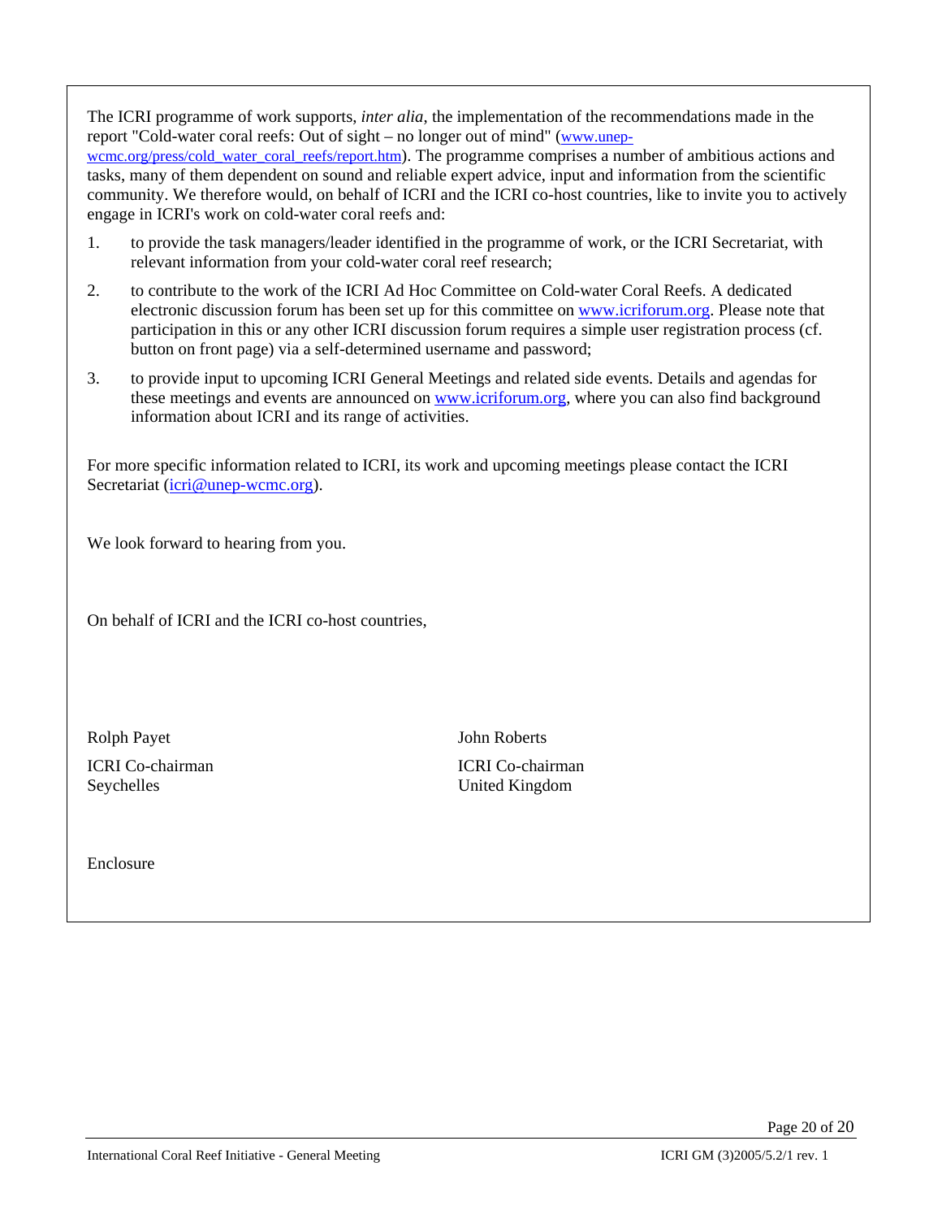The ICRI programme of work supports, *inter alia*, the implementation of the recommendations made in the report "Cold-water coral reefs: Out of sight – no longer out of mind" (www.unep-wcmc.org/press/cold_water_coral_reefs/report.htm). The programme comprises a number of ambitious actions and tasks, many of them dependent on sound and reliable expert advice, input and information from the scientific community. We therefore would, on behalf of ICRI and the ICRI co-host countries, like to invite you to actively engage in ICRI's work on cold-water coral reefs and:

1. to provide the task managers/leader identified in the programme of work, or the ICRI Secretariat, with relevant information from your cold-water coral reef research;
2. to contribute to the work of the ICRI Ad Hoc Committee on Cold-water Coral Reefs. A dedicated electronic discussion forum has been set up for this committee on www.icriforum.org. Please note that participation in this or any other ICRI discussion forum requires a simple user registration process (cf. button on front page) via a self-determined username and password;
3. to provide input to upcoming ICRI General Meetings and related side events. Details and agendas for these meetings and events are announced on www.icriforum.org, where you can also find background information about ICRI and its range of activities.

For more specific information related to ICRI, its work and upcoming meetings please contact the ICRI Secretariat (icri@unep-wcmc.org).

We look forward to hearing from you.

On behalf of ICRI and the ICRI co-host countries,

Rolph Payet
ICRI Co-chairman
Seychelles

John Roberts
ICRI Co-chairman
United Kingdom

Enclosure